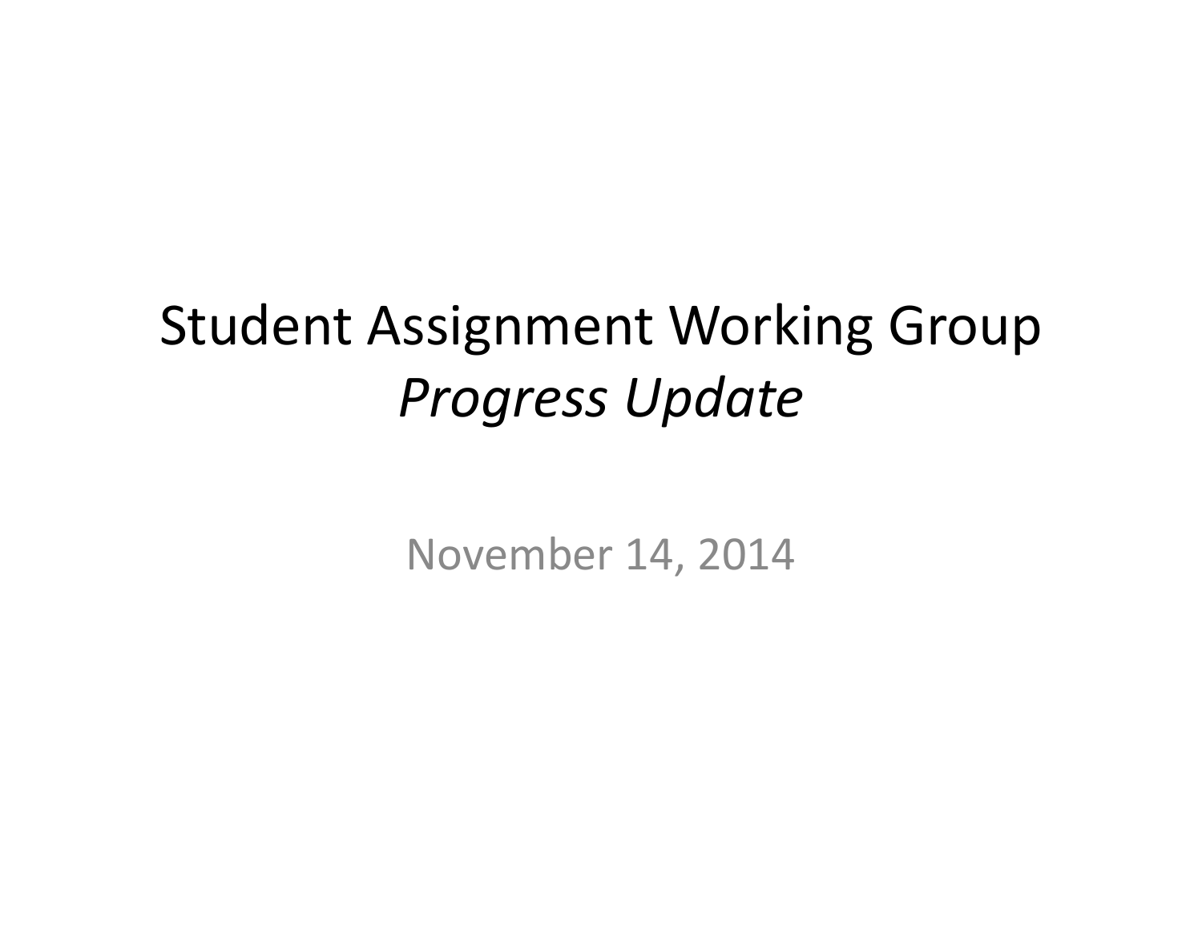# Student Assignment Working Group
## *Progress Update*

November 14, 2014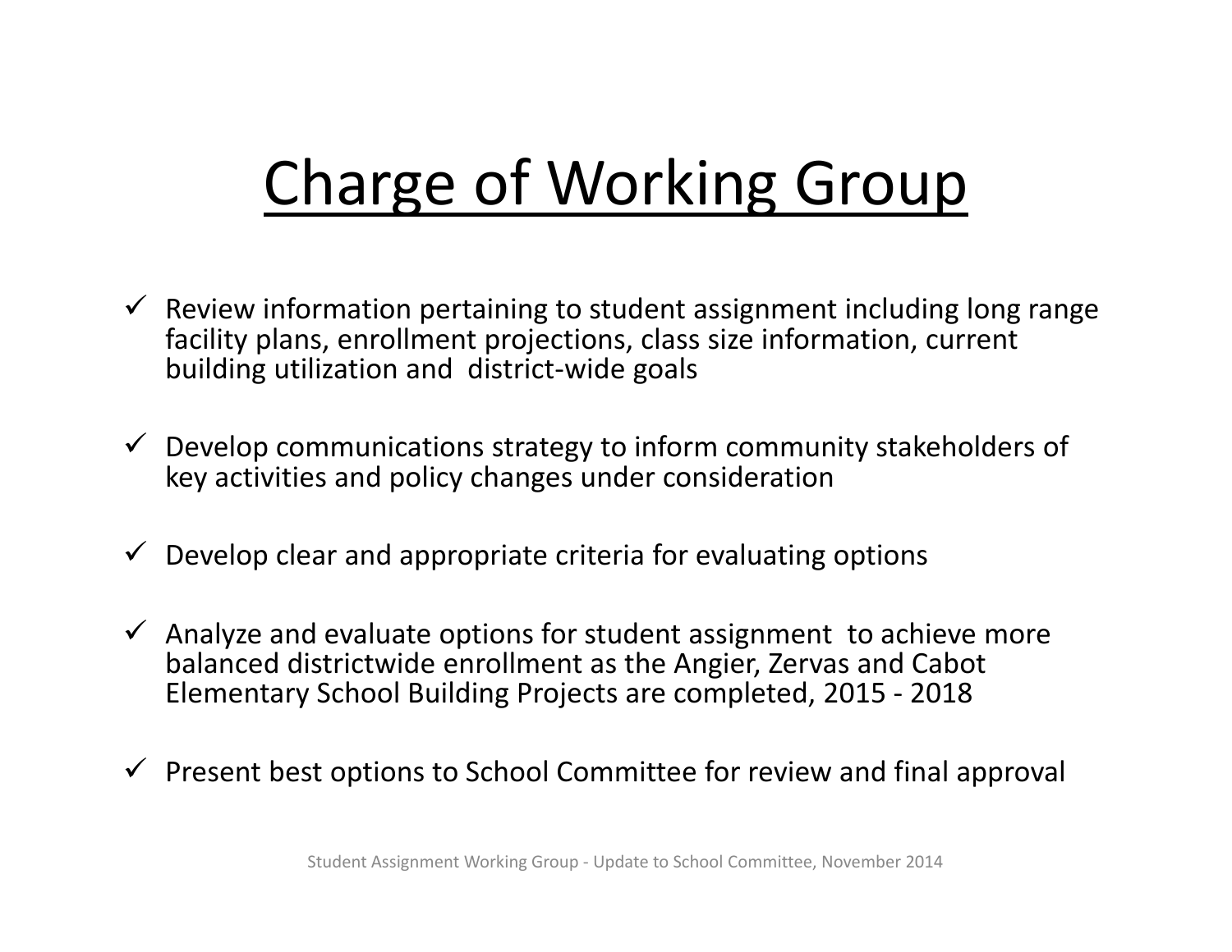# Charge of Working Group

- ✓ Review information pertaining to student assignment including long range facility plans, enrollment projections, class size information, current building utilization and district-wide goals
- ✓ Develop communications strategy to inform community stakeholders of key activities and policy changes under consideration
- ✓ Develop clear and appropriate criteria for evaluating options
- ✓ Analyze and evaluate options for student assignment to achieve more balanced districtwide enrollment as the Angier, Zervas and Cabot Elementary School Building Projects are completed, 2015 - 2018
- ✓ Present best options to School Committee for review and final approval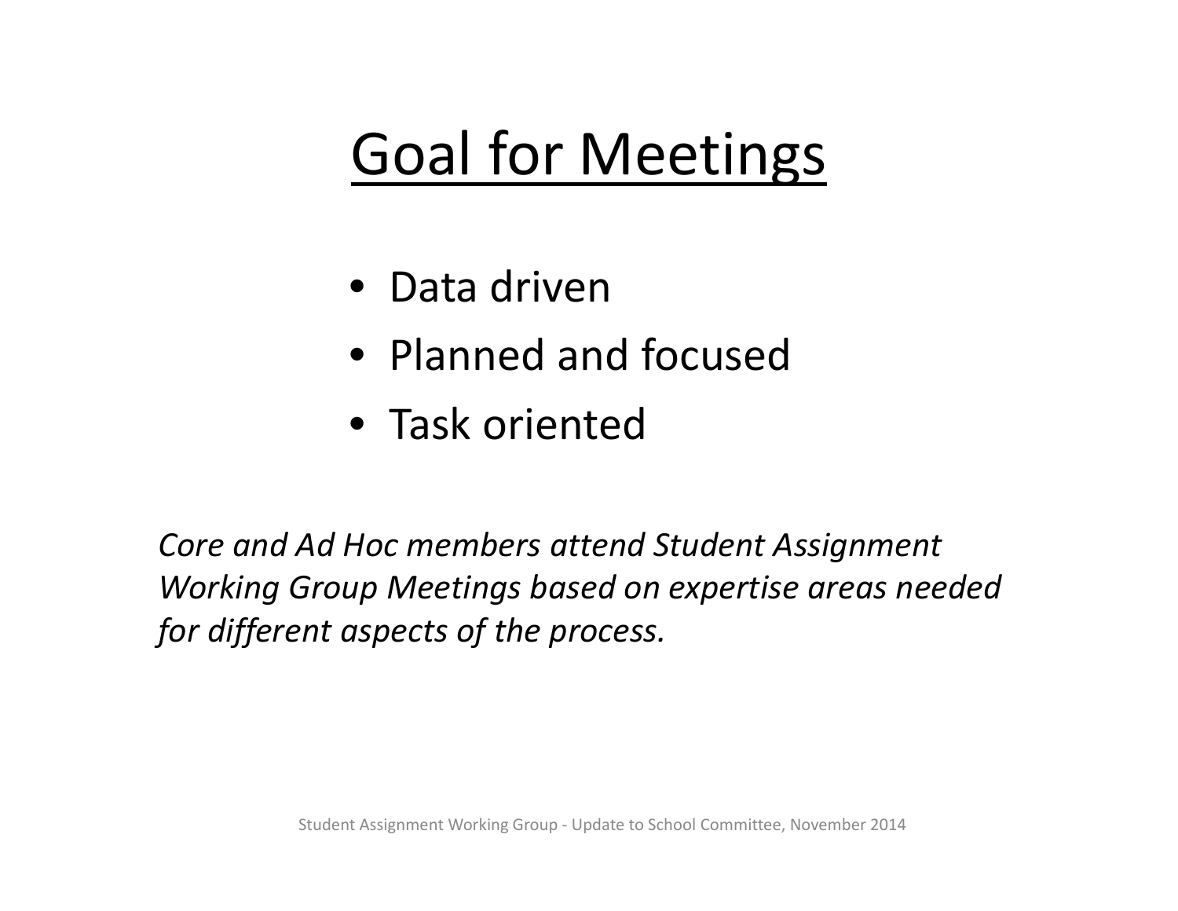# Goal for Meetings

- Data driven
- Planned and focused
- Task oriented

*Core and Ad Hoc members attend Student Assignment Working Group Meetings based on expertise areas needed for different aspects of the process.*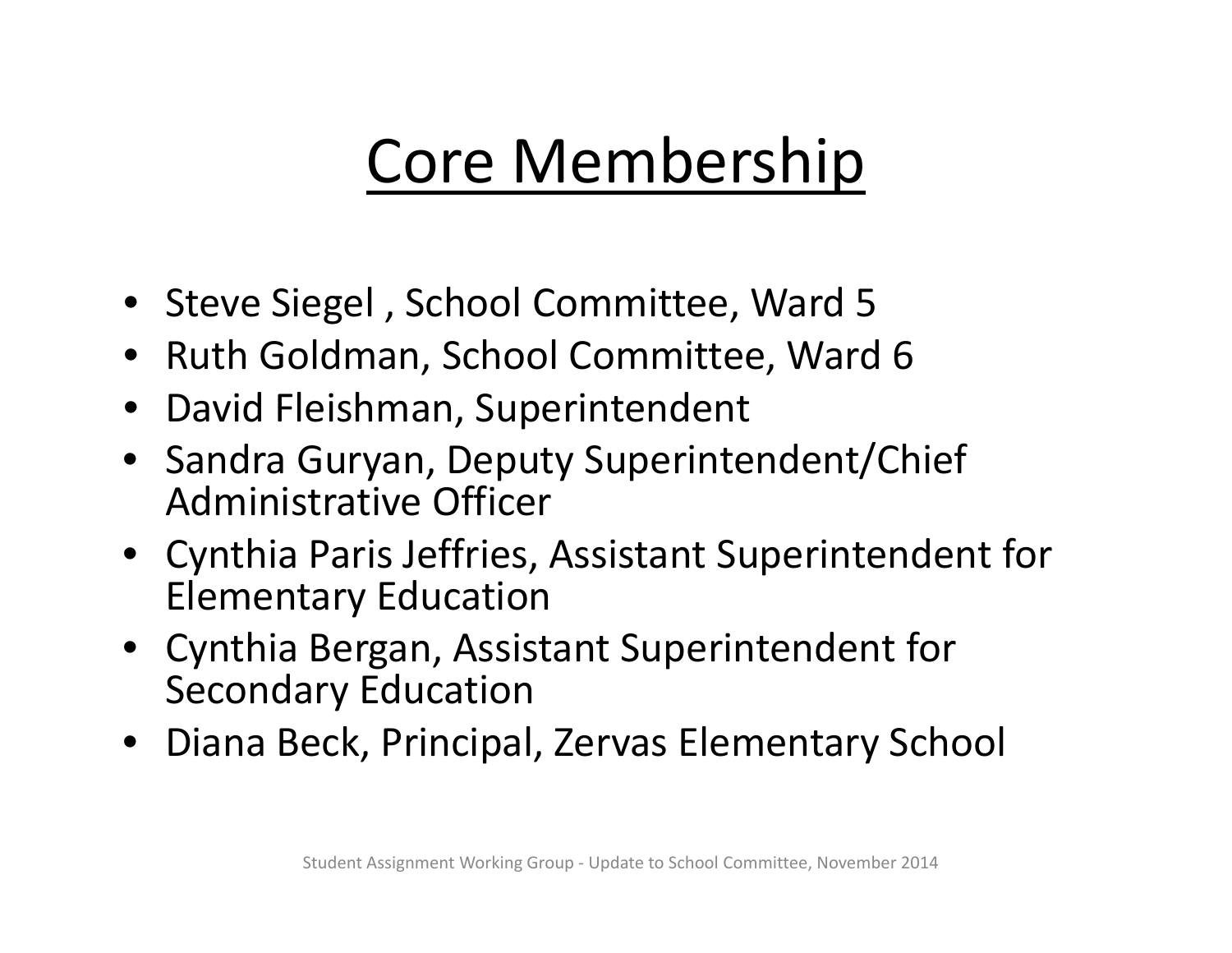# Core Membership

- Steve Siegel , School Committee, Ward 5
- Ruth Goldman, School Committee, Ward 6
- David Fleishman, Superintendent
- Sandra Guryan, Deputy Superintendent/Chief Administrative Officer
- Cynthia Paris Jeffries, Assistant Superintendent for Elementary Education
- Cynthia Bergan, Assistant Superintendent for Secondary Education
- Diana Beck, Principal, Zervas Elementary School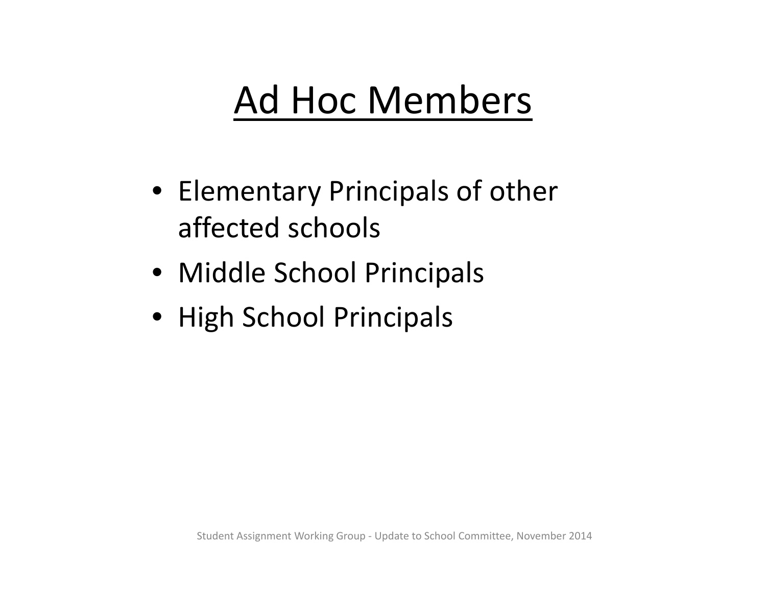# Ad Hoc Members

- Elementary Principals of other affected schools
- Middle School Principals
- High School Principals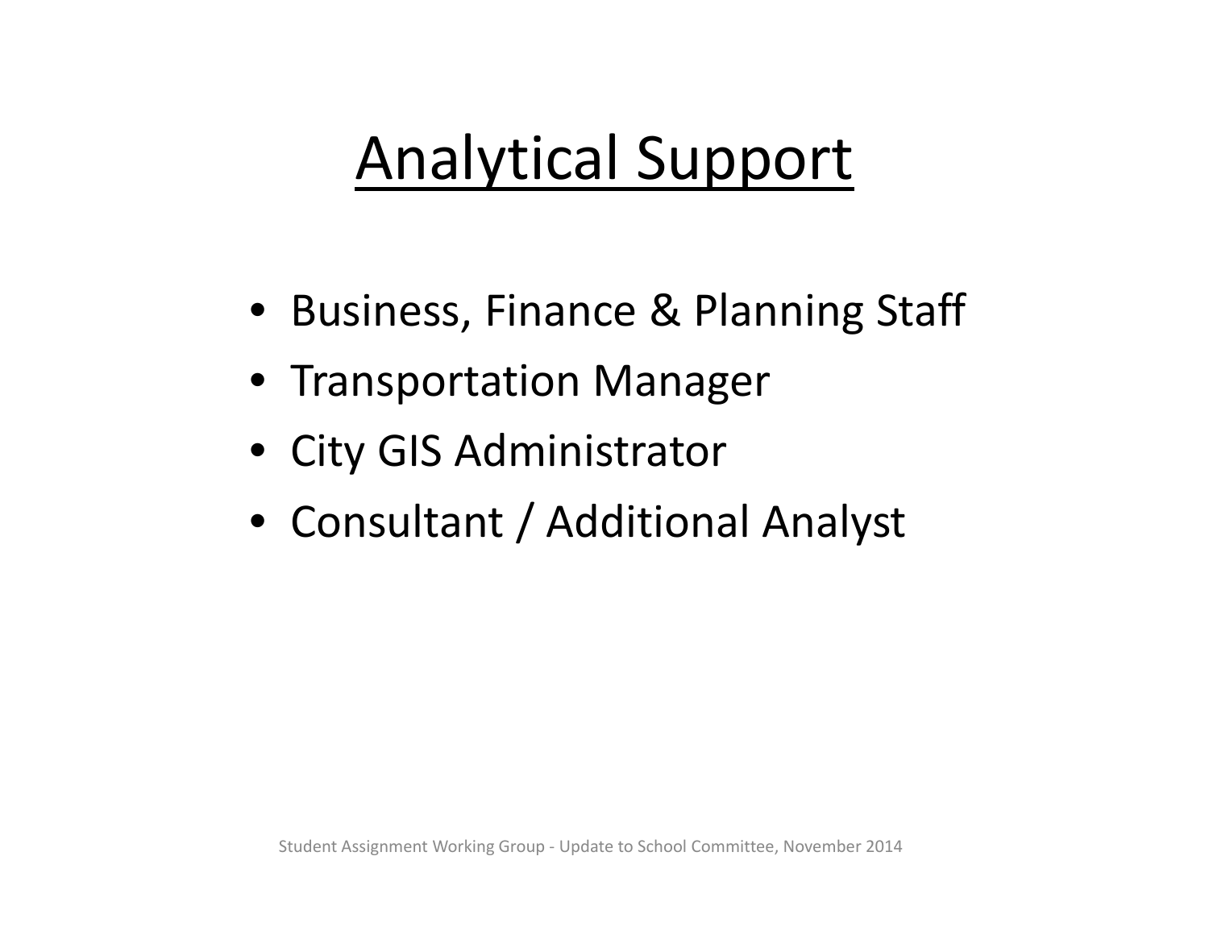# Analytical Support

- Business, Finance & Planning Staff
- Transportation Manager
- City GIS Administrator
- Consultant / Additional Analyst